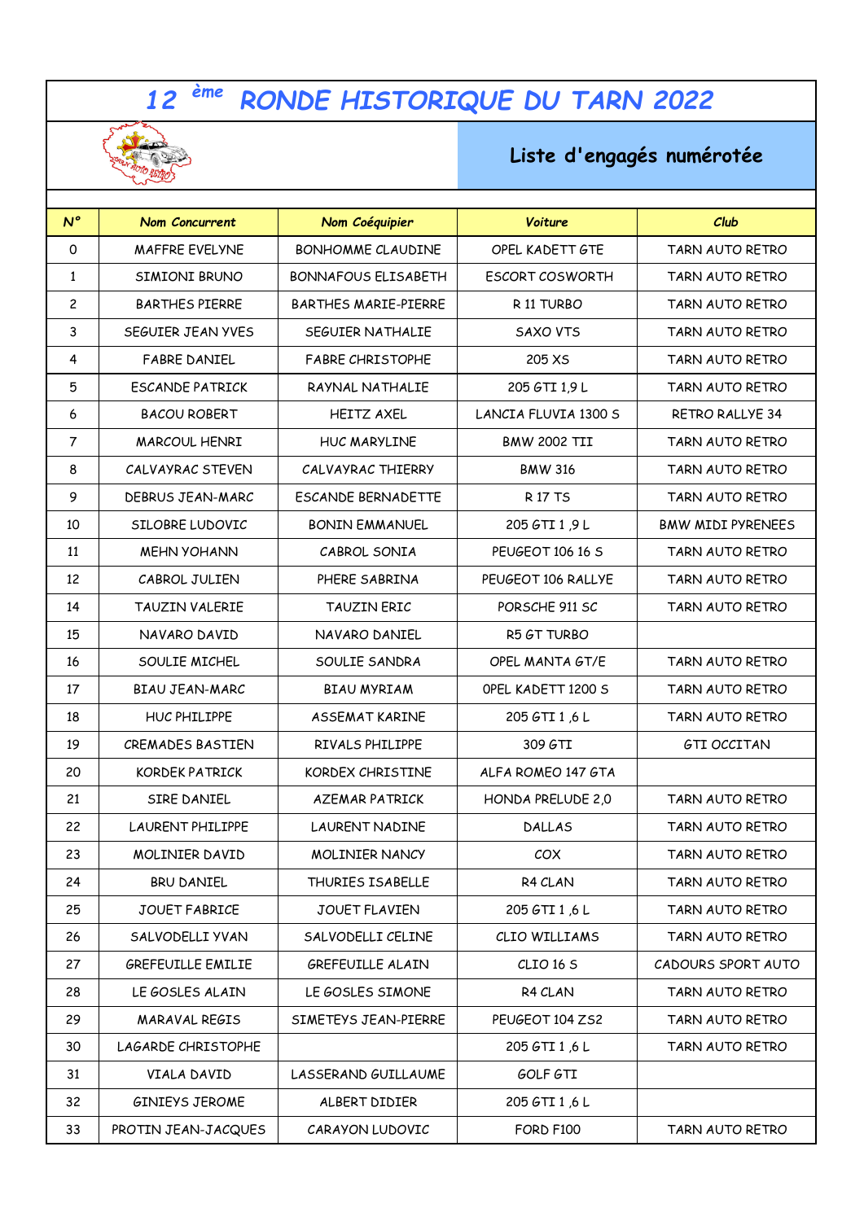# 12 ème RONDE HISTORIQUE DU TARN 2022

## Liste d'engagés numérotée

| N° | Nom Concurrent | Nom Coéquipier | Voiture | Club |
|---|---|---|---|---|
| 0 | MAFFRE EVELYNE | BONHOMME CLAUDINE | OPEL KADETT GTE | TARN AUTO RETRO |
| 1 | SIMIONI BRUNO | BONNAFOUS ELISABETH | ESCORT COSWORTH | TARN AUTO RETRO |
| 2 | BARTHES PIERRE | BARTHES MARIE-PIERRE | R 11 TURBO | TARN AUTO RETRO |
| 3 | SEGUIER JEAN YVES | SEGUIER NATHALIE | SAXO VTS | TARN AUTO RETRO |
| 4 | FABRE DANIEL | FABRE CHRISTOPHE | 205 XS | TARN AUTO RETRO |
| 5 | ESCANDE PATRICK | RAYNAL NATHALIE | 205 GTI 1,9 L | TARN AUTO RETRO |
| 6 | BACOU ROBERT | HEITZ AXEL | LANCIA FLUVIA 1300 S | RETRO RALLYE 34 |
| 7 | MARCOUL HENRI | HUC MARYLINE | BMW 2002 TII | TARN AUTO RETRO |
| 8 | CALVAYRAC STEVEN | CALVAYRAC THIERRY | BMW 316 | TARN AUTO RETRO |
| 9 | DEBRUS JEAN-MARC | ESCANDE BERNADETTE | R 17 TS | TARN AUTO RETRO |
| 10 | SILOBRE LUDOVIC | BONIN EMMANUEL | 205 GTI 1 ,9 L | BMW MIDI PYRENEES |
| 11 | MEHN YOHANN | CABROL SONIA | PEUGEOT 106 16 S | TARN AUTO RETRO |
| 12 | CABROL JULIEN | PHERE SABRINA | PEUGEOT 106 RALLYE | TARN AUTO RETRO |
| 14 | TAUZIN VALERIE | TAUZIN ERIC | PORSCHE 911 SC | TARN AUTO RETRO |
| 15 | NAVARO DAVID | NAVARO DANIEL | R5 GT TURBO | |
| 16 | SOULIE MICHEL | SOULIE SANDRA | OPEL MANTA GT/E | TARN AUTO RETRO |
| 17 | BIAU JEAN-MARC | BIAU MYRIAM | OPEL KADETT 1200 S | TARN AUTO RETRO |
| 18 | HUC PHILIPPE | ASSEMAT KARINE | 205 GTI 1 ,6 L | TARN AUTO RETRO |
| 19 | CREMADES BASTIEN | RIVALS PHILIPPE | 309 GTI | GTI OCCITAN |
| 20 | KORDEK PATRICK | KORDEX CHRISTINE | ALFA ROMEO 147 GTA | |
| 21 | SIRE DANIEL | AZEMAR PATRICK | HONDA PRELUDE 2,0 | TARN AUTO RETRO |
| 22 | LAURENT PHILIPPE | LAURENT NADINE | DALLAS | TARN AUTO RETRO |
| 23 | MOLINIER DAVID | MOLINIER NANCY | COX | TARN AUTO RETRO |
| 24 | BRU DANIEL | THURIES ISABELLE | R4 CLAN | TARN AUTO RETRO |
| 25 | JOUET FABRICE | JOUET FLAVIEN | 205 GTI 1 ,6 L | TARN AUTO RETRO |
| 26 | SALVODELLI YVAN | SALVODELLI CELINE | CLIO WILLIAMS | TARN AUTO RETRO |
| 27 | GREFEUILLE EMILIE | GREFEUILLE ALAIN | CLIO 16 S | CADOURS SPORT AUTO |
| 28 | LE GOSLES ALAIN | LE GOSLES SIMONE | R4 CLAN | TARN AUTO RETRO |
| 29 | MARAVAL REGIS | SIMETEYS JEAN-PIERRE | PEUGEOT 104 ZS2 | TARN AUTO RETRO |
| 30 | LAGARDE CHRISTOPHE | | 205 GTI 1 ,6 L | TARN AUTO RETRO |
| 31 | VIALA DAVID | LASSERAND GUILLAUME | GOLF GTI | |
| 32 | GINIEYS JEROME | ALBERT DIDIER | 205 GTI 1 ,6 L | |
| 33 | PROTIN JEAN-JACQUES | CARAYON LUDOVIC | FORD F100 | TARN AUTO RETRO |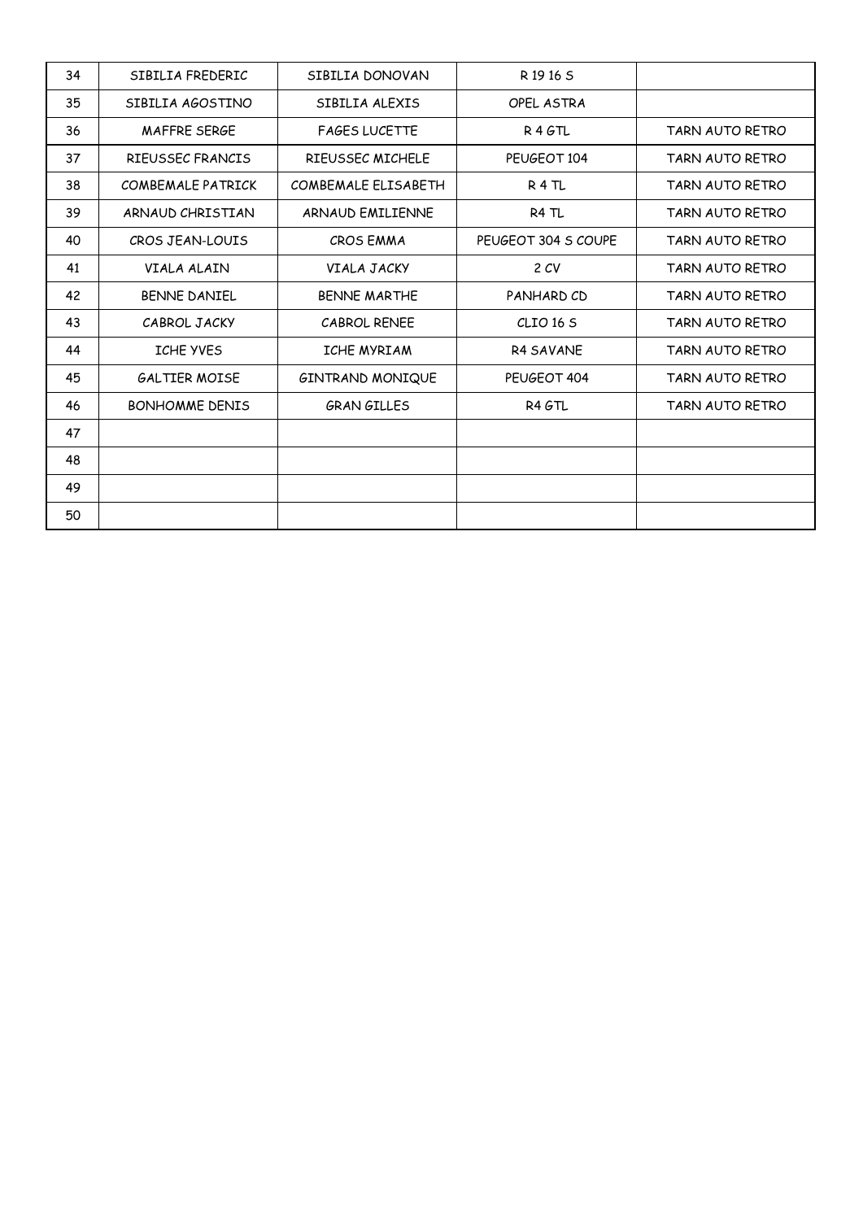| | | | | |
|---|---|---|---|---|
| 34 | SIBILIA FREDERIC | SIBILIA DONOVAN | R 19 16 S | |
| 35 | SIBILIA AGOSTINO | SIBILIA ALEXIS | OPEL ASTRA | |
| 36 | MAFFRE SERGE | FAGES LUCETTE | R 4 GTL | TARN AUTO RETRO |
| 37 | RIEUSSEC FRANCIS | RIEUSSEC MICHELE | PEUGEOT 104 | TARN AUTO RETRO |
| 38 | COMBEMALE PATRICK | COMBEMALE ELISABETH | R 4 TL | TARN AUTO RETRO |
| 39 | ARNAUD CHRISTIAN | ARNAUD EMILIENNE | R4 TL | TARN AUTO RETRO |
| 40 | CROS JEAN-LOUIS | CROS EMMA | PEUGEOT 304 S COUPE | TARN AUTO RETRO |
| 41 | VIALA ALAIN | VIALA JACKY | 2 CV | TARN AUTO RETRO |
| 42 | BENNE DANIEL | BENNE MARTHE | PANHARD CD | TARN AUTO RETRO |
| 43 | CABROL JACKY | CABROL RENEE | CLIO 16 S | TARN AUTO RETRO |
| 44 | ICHE YVES | ICHE MYRIAM | R4 SAVANE | TARN AUTO RETRO |
| 45 | GALTIER MOISE | GINTRAND MONIQUE | PEUGEOT 404 | TARN AUTO RETRO |
| 46 | BONHOMME DENIS | GRAN GILLES | R4 GTL | TARN AUTO RETRO |
| 47 | | | | |
| 48 | | | | |
| 49 | | | | |
| 50 | | | | |